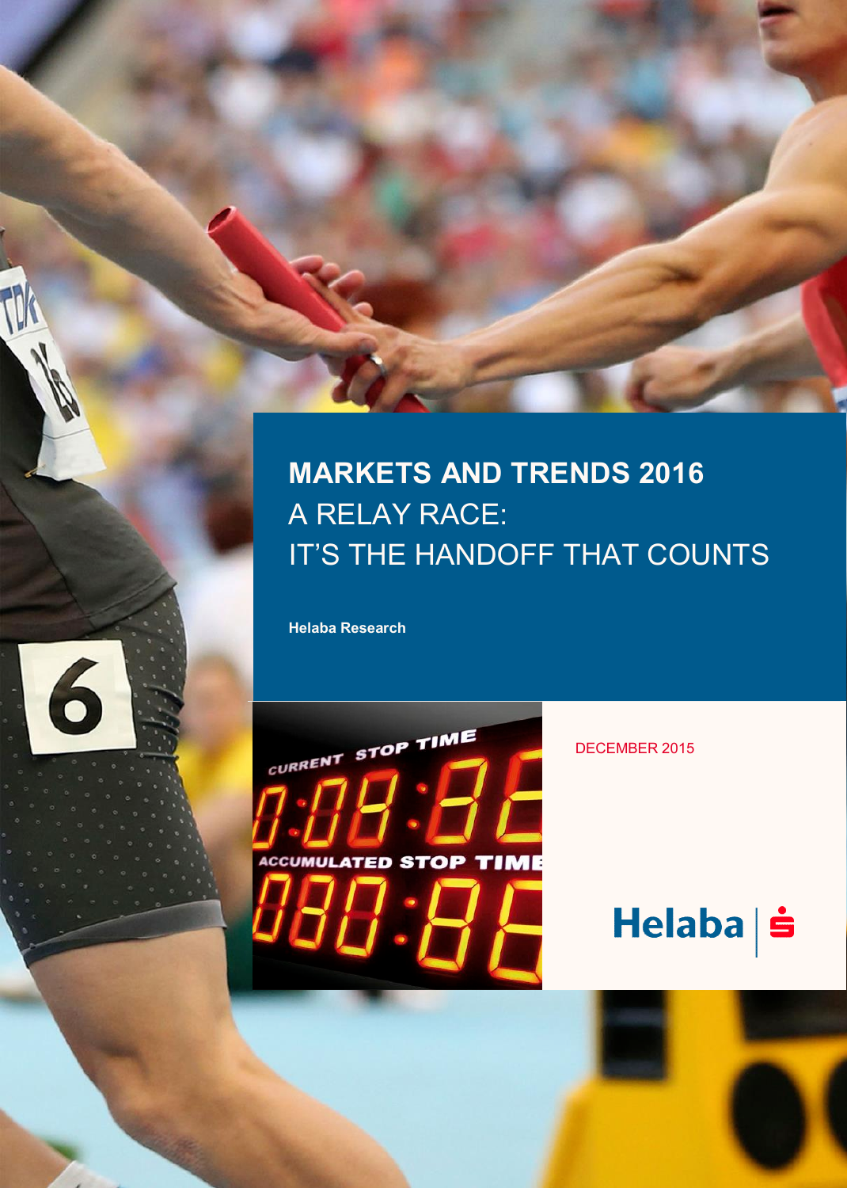# MARKETS AND TRENDS 2016

A RELAY RACE:
IT'S THE HANDOFF THAT COUNTS

**Helaba Research**

DECEMBER 2015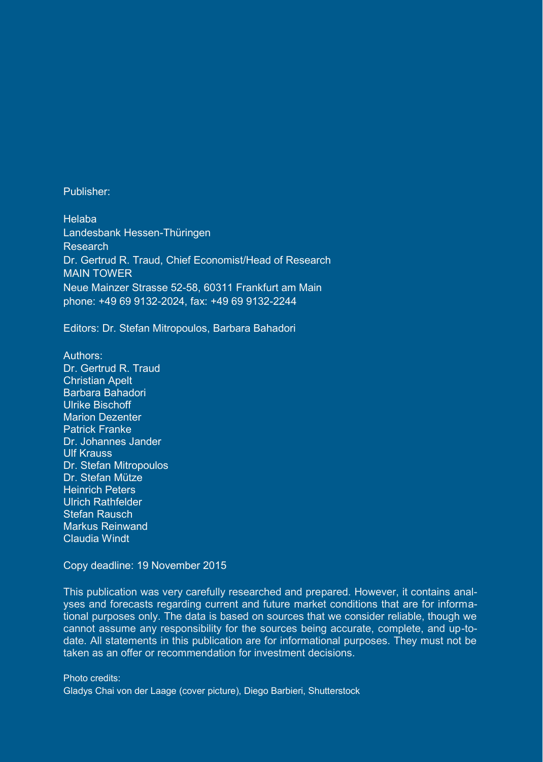Publisher:

Helaba
Landesbank Hessen-Thüringen
Research
Dr. Gertrud R. Traud, Chief Economist/Head of Research
MAIN TOWER
Neue Mainzer Strasse 52-58, 60311 Frankfurt am Main
phone: +49 69 9132-2024, fax: +49 69 9132-2244

Editors: Dr. Stefan Mitropoulos, Barbara Bahadori

Authors:
Dr. Gertrud R. Traud
Christian Apelt
Barbara Bahadori
Ulrike Bischoff
Marion Dezenter
Patrick Franke
Dr. Johannes Jander
Ulf Krauss
Dr. Stefan Mitropoulos
Dr. Stefan Mütze
Heinrich Peters
Ulrich Rathfelder
Stefan Rausch
Markus Reinwand
Claudia Windt

Copy deadline: 19 November 2015

This publication was very carefully researched and prepared. However, it contains analyses and forecasts regarding current and future market conditions that are for informational purposes only. The data is based on sources that we consider reliable, though we cannot assume any responsibility for the sources being accurate, complete, and up-to-date. All statements in this publication are for informational purposes. They must not be taken as an offer or recommendation for investment decisions.

Photo credits:
Gladys Chai von der Laage (cover picture), Diego Barbieri, Shutterstock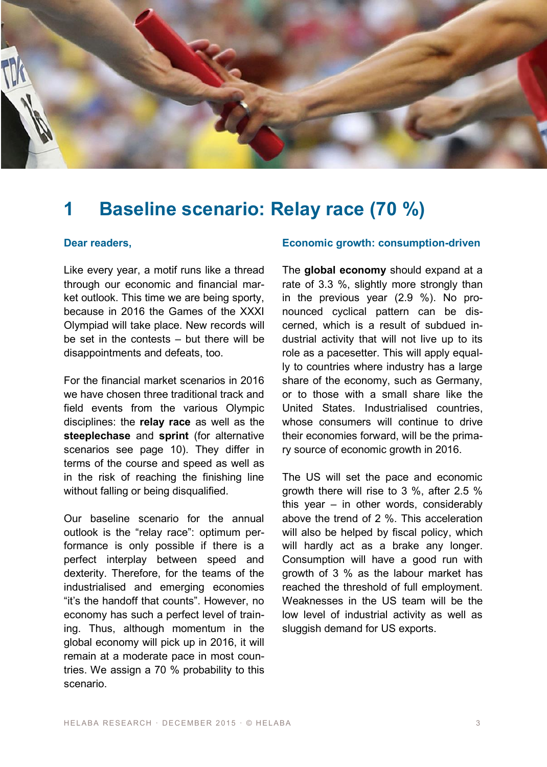# 1 Baseline scenario: Relay race (70 %)

### Dear readers,

Like every year, a motif runs like a thread through our economic and financial market outlook. This time we are being sporty, because in 2016 the Games of the XXXI Olympiad will take place. New records will be set in the contests – but there will be disappointments and defeats, too.

For the financial market scenarios in 2016 we have chosen three traditional track and field events from the various Olympic disciplines: the **relay race** as well as the **steeplechase** and **sprint** (for alternative scenarios see page 10). They differ in terms of the course and speed as well as in the risk of reaching the finishing line without falling or being disqualified.

Our baseline scenario for the annual outlook is the "relay race": optimum performance is only possible if there is a perfect interplay between speed and dexterity. Therefore, for the teams of the industrialised and emerging economies "it's the handoff that counts". However, no economy has such a perfect level of training. Thus, although momentum in the global economy will pick up in 2016, it will remain at a moderate pace in most countries. We assign a 70 % probability to this scenario.

### Economic growth: consumption-driven

The **global economy** should expand at a rate of 3.3 %, slightly more strongly than in the previous year (2.9 %). No pronounced cyclical pattern can be discerned, which is a result of subdued industrial activity that will not live up to its role as a pacesetter. This will apply equally to countries where industry has a large share of the economy, such as Germany, or to those with a small share like the United States. Industrialised countries, whose consumers will continue to drive their economies forward, will be the primary source of economic growth in 2016.

The US will set the pace and economic growth there will rise to 3 %, after 2.5 % this year – in other words, considerably above the trend of 2 %. This acceleration will also be helped by fiscal policy, which will hardly act as a brake any longer. Consumption will have a good run with growth of 3 % as the labour market has reached the threshold of full employment. Weaknesses in the US team will be the low level of industrial activity as well as sluggish demand for US exports.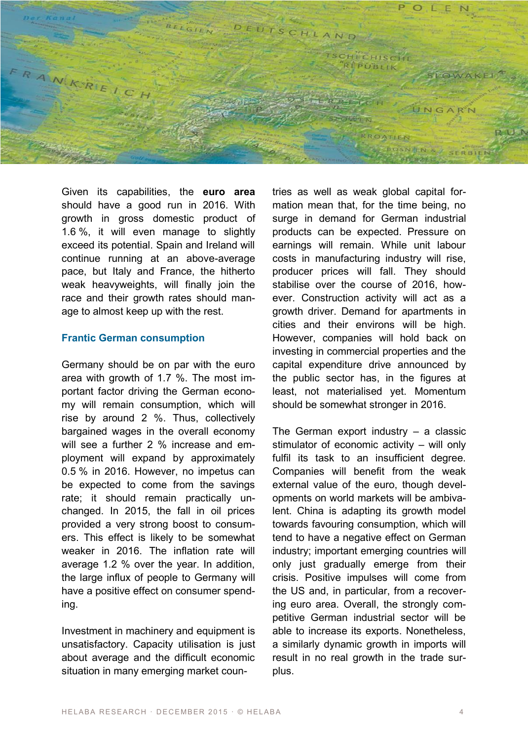Given its capabilities, the **euro area** should have a good run in 2016. With growth in gross domestic product of 1.6 %, it will even manage to slightly exceed its potential. Spain and Ireland will continue running at an above-average pace, but Italy and France, the hitherto weak heavyweights, will finally join the race and their growth rates should manage to almost keep up with the rest.

## Frantic German consumption

Germany should be on par with the euro area with growth of 1.7 %. The most important factor driving the German economy will remain consumption, which will rise by around 2 %. Thus, collectively bargained wages in the overall economy will see a further 2 % increase and employment will expand by approximately 0.5 % in 2016. However, no impetus can be expected to come from the savings rate; it should remain practically unchanged. In 2015, the fall in oil prices provided a very strong boost to consumers. This effect is likely to be somewhat weaker in 2016. The inflation rate will average 1.2 % over the year. In addition, the large influx of people to Germany will have a positive effect on consumer spending.

Investment in machinery and equipment is unsatisfactory. Capacity utilisation is just about average and the difficult economic situation in many emerging market countries as well as weak global capital formation mean that, for the time being, no surge in demand for German industrial products can be expected. Pressure on earnings will remain. While unit labour costs in manufacturing industry will rise, producer prices will fall. They should stabilise over the course of 2016, however. Construction activity will act as a growth driver. Demand for apartments in cities and their environs will be high. However, companies will hold back on investing in commercial properties and the capital expenditure drive announced by the public sector has, in the figures at least, not materialised yet. Momentum should be somewhat stronger in 2016.

The German export industry – a classic stimulator of economic activity – will only fulfil its task to an insufficient degree. Companies will benefit from the weak external value of the euro, though developments on world markets will be ambivalent. China is adapting its growth model towards favouring consumption, which will tend to have a negative effect on German industry; important emerging countries will only just gradually emerge from their crisis. Positive impulses will come from the US and, in particular, from a recovering euro area. Overall, the strongly competitive German industrial sector will be able to increase its exports. Nonetheless, a similarly dynamic growth in imports will result in no real growth in the trade surplus.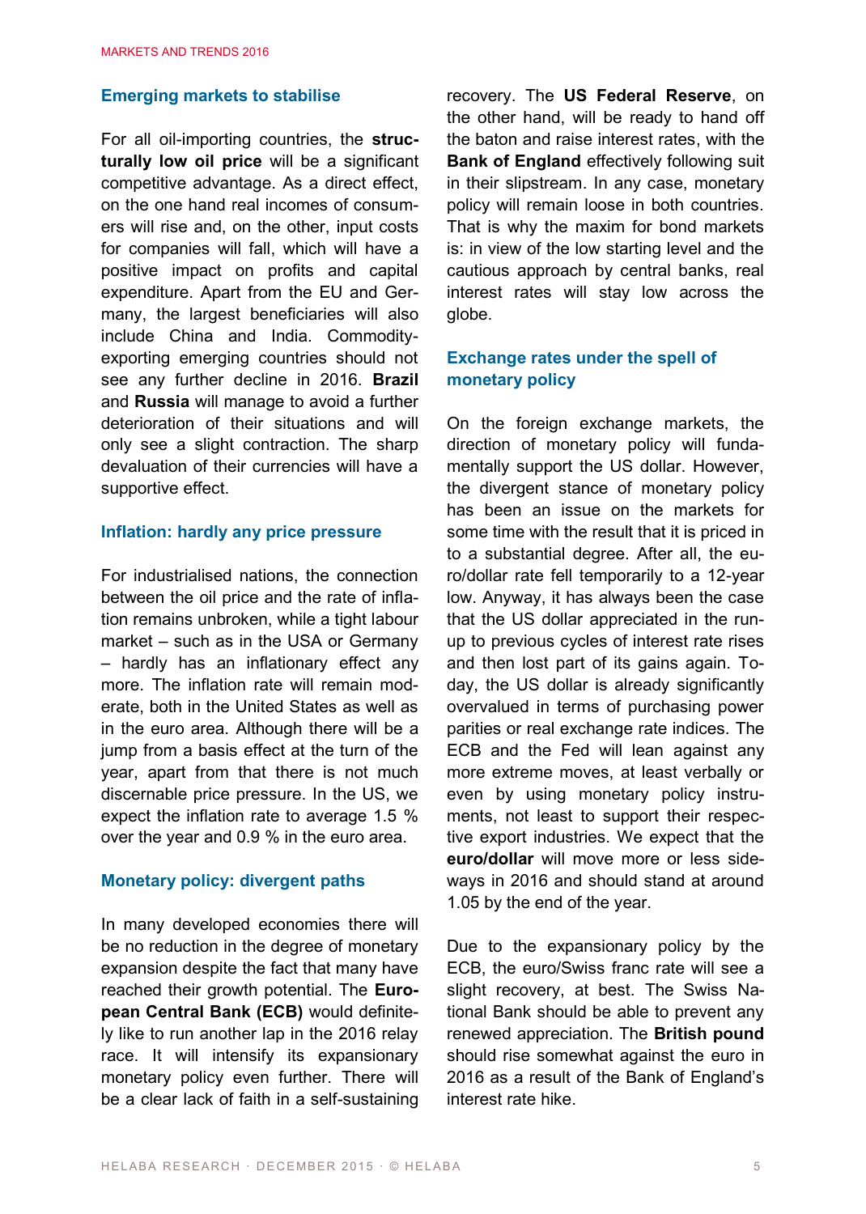## Emerging markets to stabilise

For all oil-importing countries, the **structurally low oil price** will be a significant competitive advantage. As a direct effect, on the one hand real incomes of consumers will rise and, on the other, input costs for companies will fall, which will have a positive impact on profits and capital expenditure. Apart from the EU and Germany, the largest beneficiaries will also include China and India. Commodity-exporting emerging countries should not see any further decline in 2016. **Brazil** and **Russia** will manage to avoid a further deterioration of their situations and will only see a slight contraction. The sharp devaluation of their currencies will have a supportive effect.

## Inflation: hardly any price pressure

For industrialised nations, the connection between the oil price and the rate of inflation remains unbroken, while a tight labour market – such as in the USA or Germany – hardly has an inflationary effect any more. The inflation rate will remain moderate, both in the United States as well as in the euro area. Although there will be a jump from a basis effect at the turn of the year, apart from that there is not much discernable price pressure. In the US, we expect the inflation rate to average 1.5 % over the year and 0.9 % in the euro area.

## Monetary policy: divergent paths

In many developed economies there will be no reduction in the degree of monetary expansion despite the fact that many have reached their growth potential. The **European Central Bank (ECB)** would definitely like to run another lap in the 2016 relay race. It will intensify its expansionary monetary policy even further. There will be a clear lack of faith in a self-sustaining recovery. The **US Federal Reserve**, on the other hand, will be ready to hand off the baton and raise interest rates, with the **Bank of England** effectively following suit in their slipstream. In any case, monetary policy will remain loose in both countries. That is why the maxim for bond markets is: in view of the low starting level and the cautious approach by central banks, real interest rates will stay low across the globe.

## Exchange rates under the spell of monetary policy

On the foreign exchange markets, the direction of monetary policy will fundamentally support the US dollar. However, the divergent stance of monetary policy has been an issue on the markets for some time with the result that it is priced in to a substantial degree. After all, the euro/dollar rate fell temporarily to a 12-year low. Anyway, it has always been the case that the US dollar appreciated in the run-up to previous cycles of interest rate rises and then lost part of its gains again. Today, the US dollar is already significantly overvalued in terms of purchasing power parities or real exchange rate indices. The ECB and the Fed will lean against any more extreme moves, at least verbally or even by using monetary policy instruments, not least to support their respective export industries. We expect that the **euro/dollar** will move more or less sideways in 2016 and should stand at around 1.05 by the end of the year.

Due to the expansionary policy by the ECB, the euro/Swiss franc rate will see a slight recovery, at best. The Swiss National Bank should be able to prevent any renewed appreciation. The **British pound** should rise somewhat against the euro in 2016 as a result of the Bank of England's interest rate hike.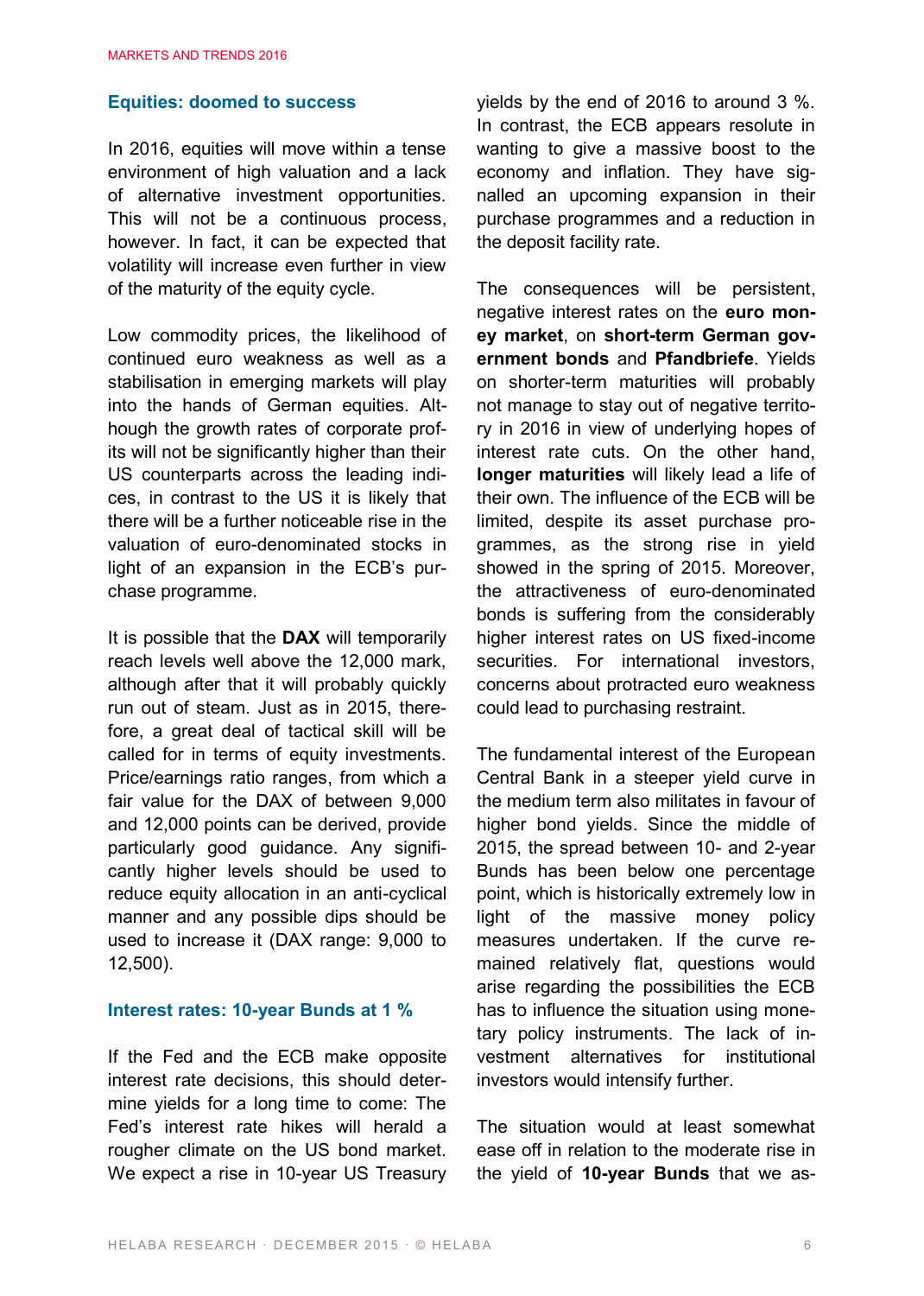## Equities: doomed to success

In 2016, equities will move within a tense environment of high valuation and a lack of alternative investment opportunities. This will not be a continuous process, however. In fact, it can be expected that volatility will increase even further in view of the maturity of the equity cycle.

Low commodity prices, the likelihood of continued euro weakness as well as a stabilisation in emerging markets will play into the hands of German equities. Although the growth rates of corporate profits will not be significantly higher than their US counterparts across the leading indices, in contrast to the US it is likely that there will be a further noticeable rise in the valuation of euro-denominated stocks in light of an expansion in the ECB's purchase programme.

It is possible that the **DAX** will temporarily reach levels well above the 12,000 mark, although after that it will probably quickly run out of steam. Just as in 2015, therefore, a great deal of tactical skill will be called for in terms of equity investments. Price/earnings ratio ranges, from which a fair value for the DAX of between 9,000 and 12,000 points can be derived, provide particularly good guidance. Any significantly higher levels should be used to reduce equity allocation in an anti-cyclical manner and any possible dips should be used to increase it (DAX range: 9,000 to 12,500).

## Interest rates: 10-year Bunds at 1 %

If the Fed and the ECB make opposite interest rate decisions, this should determine yields for a long time to come: The Fed's interest rate hikes will herald a rougher climate on the US bond market. We expect a rise in 10-year US Treasury yields by the end of 2016 to around 3 %. In contrast, the ECB appears resolute in wanting to give a massive boost to the economy and inflation. They have signalled an upcoming expansion in their purchase programmes and a reduction in the deposit facility rate.

The consequences will be persistent, negative interest rates on the **euro money market**, on **short-term German government bonds** and **Pfandbriefe**. Yields on shorter-term maturities will probably not manage to stay out of negative territory in 2016 in view of underlying hopes of interest rate cuts. On the other hand, **longer maturities** will likely lead a life of their own. The influence of the ECB will be limited, despite its asset purchase programmes, as the strong rise in yield showed in the spring of 2015. Moreover, the attractiveness of euro-denominated bonds is suffering from the considerably higher interest rates on US fixed-income securities. For international investors, concerns about protracted euro weakness could lead to purchasing restraint.

The fundamental interest of the European Central Bank in a steeper yield curve in the medium term also militates in favour of higher bond yields. Since the middle of 2015, the spread between 10- and 2-year Bunds has been below one percentage point, which is historically extremely low in light of the massive money policy measures undertaken. If the curve remained relatively flat, questions would arise regarding the possibilities the ECB has to influence the situation using monetary policy instruments. The lack of investment alternatives for institutional investors would intensify further.

The situation would at least somewhat ease off in relation to the moderate rise in the yield of **10-year Bunds** that we as-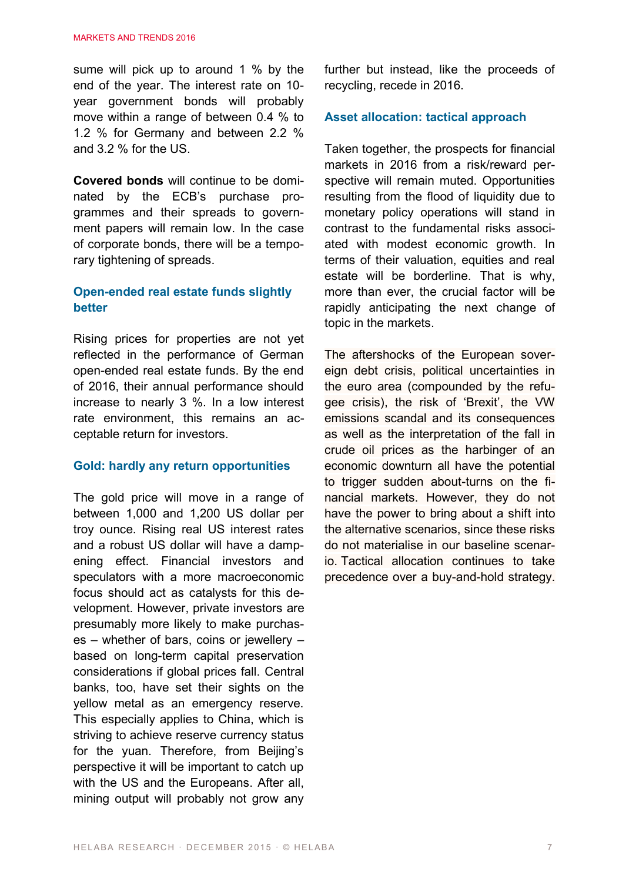sume will pick up to around 1 % by the end of the year. The interest rate on 10-year government bonds will probably move within a range of between 0.4 % to 1.2 % for Germany and between 2.2 % and 3.2 % for the US.

**Covered bonds** will continue to be dominated by the ECB's purchase programmes and their spreads to government papers will remain low. In the case of corporate bonds, there will be a temporary tightening of spreads.

### Open-ended real estate funds slightly better

Rising prices for properties are not yet reflected in the performance of German open-ended real estate funds. By the end of 2016, their annual performance should increase to nearly 3 %. In a low interest rate environment, this remains an acceptable return for investors.

### Gold: hardly any return opportunities

The gold price will move in a range of between 1,000 and 1,200 US dollar per troy ounce. Rising real US interest rates and a robust US dollar will have a dampening effect. Financial investors and speculators with a more macroeconomic focus should act as catalysts for this development. However, private investors are presumably more likely to make purchases – whether of bars, coins or jewellery – based on long-term capital preservation considerations if global prices fall. Central banks, too, have set their sights on the yellow metal as an emergency reserve. This especially applies to China, which is striving to achieve reserve currency status for the yuan. Therefore, from Beijing's perspective it will be important to catch up with the US and the Europeans. After all, mining output will probably not grow any further but instead, like the proceeds of recycling, recede in 2016.

### Asset allocation: tactical approach

Taken together, the prospects for financial markets in 2016 from a risk/reward perspective will remain muted. Opportunities resulting from the flood of liquidity due to monetary policy operations will stand in contrast to the fundamental risks associated with modest economic growth. In terms of their valuation, equities and real estate will be borderline. That is why, more than ever, the crucial factor will be rapidly anticipating the next change of topic in the markets.

The aftershocks of the European sovereign debt crisis, political uncertainties in the euro area (compounded by the refugee crisis), the risk of 'Brexit', the VW emissions scandal and its consequences as well as the interpretation of the fall in crude oil prices as the harbinger of an economic downturn all have the potential to trigger sudden about-turns on the financial markets. However, they do not have the power to bring about a shift into the alternative scenarios, since these risks do not materialise in our baseline scenario. Tactical allocation continues to take precedence over a buy-and-hold strategy.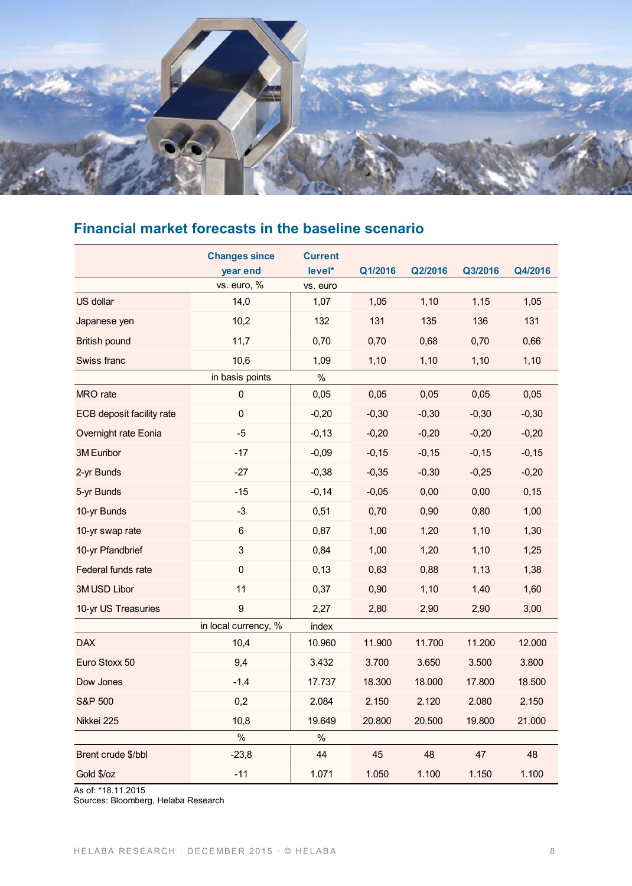## Financial market forecasts in the baseline scenario

| | Changes since year end | Current level* | Q1/2016 | Q2/2016 | Q3/2016 | Q4/2016 |
|---|---|---|---|---|---|---|
| | vs. euro, % | vs. euro | | | | |
| US dollar | 14,0 | 1,07 | 1,05 | 1,10 | 1,15 | 1,05 |
| Japanese yen | 10,2 | 132 | 131 | 135 | 136 | 131 |
| British pound | 11,7 | 0,70 | 0,70 | 0,68 | 0,70 | 0,66 |
| Swiss franc | 10,6 | 1,09 | 1,10 | 1,10 | 1,10 | 1,10 |
| | in basis points | % | | | | |
| MRO rate | 0 | 0,05 | 0,05 | 0,05 | 0,05 | 0,05 |
| ECB deposit facility rate | 0 | -0,20 | -0,30 | -0,30 | -0,30 | -0,30 |
| Overnight rate Eonia | -5 | -0,13 | -0,20 | -0,20 | -0,20 | -0,20 |
| 3M Euribor | -17 | -0,09 | -0,15 | -0,15 | -0,15 | -0,15 |
| 2-yr Bunds | -27 | -0,38 | -0,35 | -0,30 | -0,25 | -0,20 |
| 5-yr Bunds | -15 | -0,14 | -0,05 | 0,00 | 0,00 | 0,15 |
| 10-yr Bunds | -3 | 0,51 | 0,70 | 0,90 | 0,80 | 1,00 |
| 10-yr swap rate | 6 | 0,87 | 1,00 | 1,20 | 1,10 | 1,30 |
| 10-yr Pfandbrief | 3 | 0,84 | 1,00 | 1,20 | 1,10 | 1,25 |
| Federal funds rate | 0 | 0,13 | 0,63 | 0,88 | 1,13 | 1,38 |
| 3M USD Libor | 11 | 0,37 | 0,90 | 1,10 | 1,40 | 1,60 |
| 10-yr US Treasuries | 9 | 2,27 | 2,80 | 2,90 | 2,90 | 3,00 |
| | in local currency, % | index | | | | |
| DAX | 10,4 | 10.960 | 11.900 | 11.700 | 11.200 | 12.000 |
| Euro Stoxx 50 | 9,4 | 3.432 | 3.700 | 3.650 | 3.500 | 3.800 |
| Dow Jones | -1,4 | 17.737 | 18.300 | 18.000 | 17.800 | 18.500 |
| S&P 500 | 0,2 | 2.084 | 2.150 | 2.120 | 2.080 | 2.150 |
| Nikkei 225 | 10,8 | 19.649 | 20.800 | 20.500 | 19.800 | 21.000 |
| | % | % | | | | |
| Brent crude $/bbl | -23,8 | 44 | 45 | 48 | 47 | 48 |
| Gold $/oz | -11 | 1.071 | 1.050 | 1.100 | 1.150 | 1.100 |

As of: *18.11.2015
Sources: Bloomberg, Helaba Research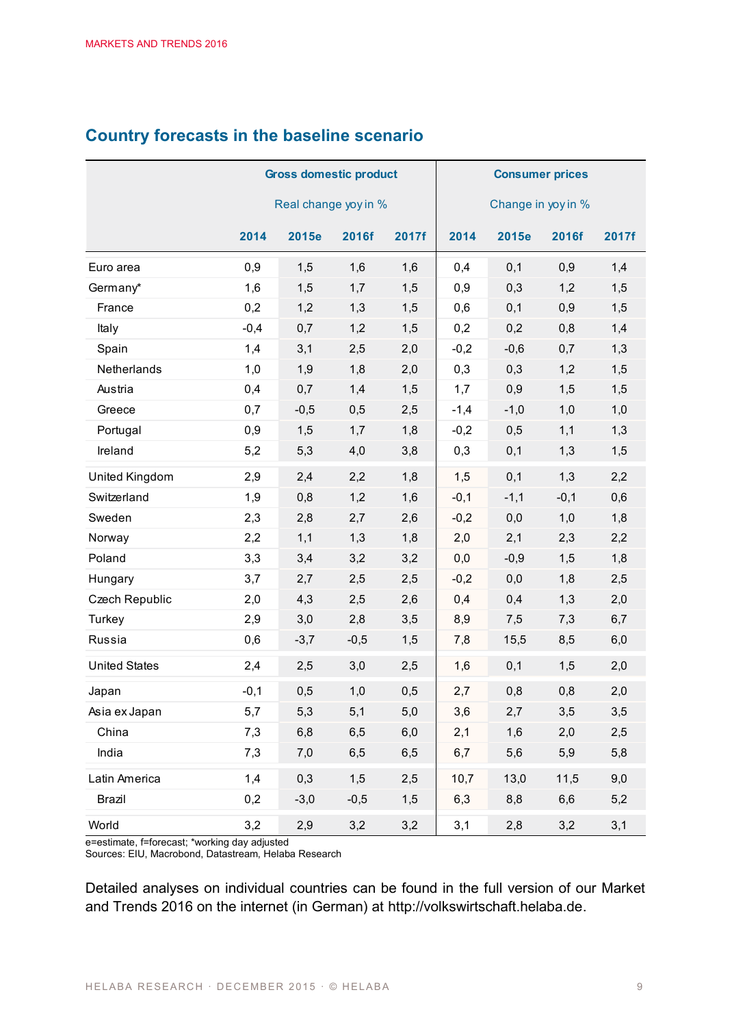## Country forecasts in the baseline scenario

| | Gross domestic product Real change yoy in % | | | | Consumer prices Change in yoy in % | | | |
|---|---|---|---|---|---|---|---|---|
| | 2014 | 2015e | 2016f | 2017f | 2014 | 2015e | 2016f | 2017f |
| Euro area | 0,9 | 1,5 | 1,6 | 1,6 | 0,4 | 0,1 | 0,9 | 1,4 |
| Germany* | 1,6 | 1,5 | 1,7 | 1,5 | 0,9 | 0,3 | 1,2 | 1,5 |
| France | 0,2 | 1,2 | 1,3 | 1,5 | 0,6 | 0,1 | 0,9 | 1,5 |
| Italy | -0,4 | 0,7 | 1,2 | 1,5 | 0,2 | 0,2 | 0,8 | 1,4 |
| Spain | 1,4 | 3,1 | 2,5 | 2,0 | -0,2 | -0,6 | 0,7 | 1,3 |
| Netherlands | 1,0 | 1,9 | 1,8 | 2,0 | 0,3 | 0,3 | 1,2 | 1,5 |
| Austria | 0,4 | 0,7 | 1,4 | 1,5 | 1,7 | 0,9 | 1,5 | 1,5 |
| Greece | 0,7 | -0,5 | 0,5 | 2,5 | -1,4 | -1,0 | 1,0 | 1,0 |
| Portugal | 0,9 | 1,5 | 1,7 | 1,8 | -0,2 | 0,5 | 1,1 | 1,3 |
| Ireland | 5,2 | 5,3 | 4,0 | 3,8 | 0,3 | 0,1 | 1,3 | 1,5 |
| United Kingdom | 2,9 | 2,4 | 2,2 | 1,8 | 1,5 | 0,1 | 1,3 | 2,2 |
| Switzerland | 1,9 | 0,8 | 1,2 | 1,6 | -0,1 | -1,1 | -0,1 | 0,6 |
| Sweden | 2,3 | 2,8 | 2,7 | 2,6 | -0,2 | 0,0 | 1,0 | 1,8 |
| Norway | 2,2 | 1,1 | 1,3 | 1,8 | 2,0 | 2,1 | 2,3 | 2,2 |
| Poland | 3,3 | 3,4 | 3,2 | 3,2 | 0,0 | -0,9 | 1,5 | 1,8 |
| Hungary | 3,7 | 2,7 | 2,5 | 2,5 | -0,2 | 0,0 | 1,8 | 2,5 |
| Czech Republic | 2,0 | 4,3 | 2,5 | 2,6 | 0,4 | 0,4 | 1,3 | 2,0 |
| Turkey | 2,9 | 3,0 | 2,8 | 3,5 | 8,9 | 7,5 | 7,3 | 6,7 |
| Russia | 0,6 | -3,7 | -0,5 | 1,5 | 7,8 | 15,5 | 8,5 | 6,0 |
| United States | 2,4 | 2,5 | 3,0 | 2,5 | 1,6 | 0,1 | 1,5 | 2,0 |
| Japan | -0,1 | 0,5 | 1,0 | 0,5 | 2,7 | 0,8 | 0,8 | 2,0 |
| Asia ex Japan | 5,7 | 5,3 | 5,1 | 5,0 | 3,6 | 2,7 | 3,5 | 3,5 |
| China | 7,3 | 6,8 | 6,5 | 6,0 | 2,1 | 1,6 | 2,0 | 2,5 |
| India | 7,3 | 7,0 | 6,5 | 6,5 | 6,7 | 5,6 | 5,9 | 5,8 |
| Latin America | 1,4 | 0,3 | 1,5 | 2,5 | 10,7 | 13,0 | 11,5 | 9,0 |
| Brazil | 0,2 | -3,0 | -0,5 | 1,5 | 6,3 | 8,8 | 6,6 | 5,2 |
| World | 3,2 | 2,9 | 3,2 | 3,2 | 3,1 | 2,8 | 3,2 | 3,1 |

e=estimate, f=forecast; *working day adjusted
Sources: EIU, Macrobond, Datastream, Helaba Research

Detailed analyses on individual countries can be found in the full version of our Market and Trends 2016 on the internet (in German) at http://volkswirtschaft.helaba.de.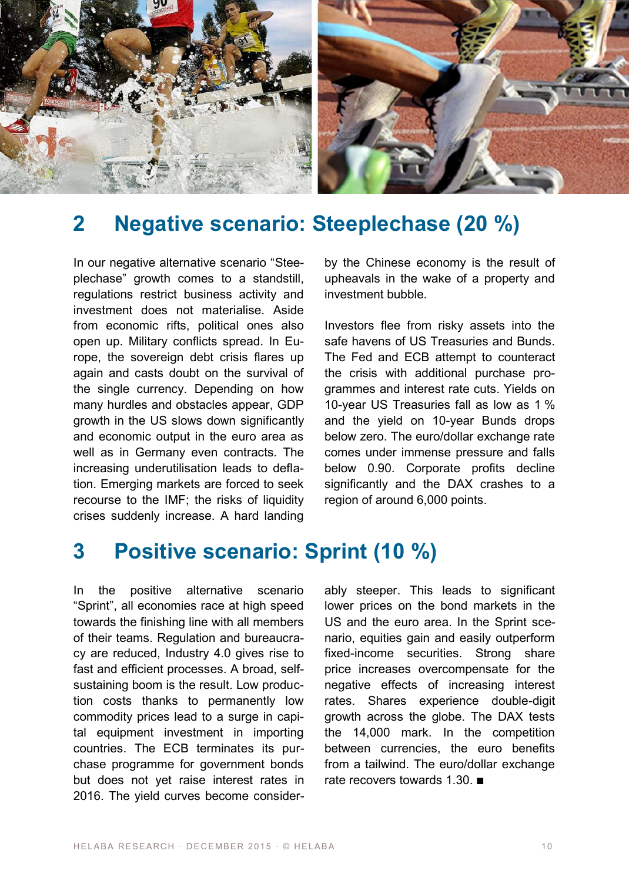## 2 Negative scenario: Steeplechase (20 %)

In our negative alternative scenario "Steeplechase" growth comes to a standstill, regulations restrict business activity and investment does not materialise. Aside from economic rifts, political ones also open up. Military conflicts spread. In Europe, the sovereign debt crisis flares up again and casts doubt on the survival of the single currency. Depending on how many hurdles and obstacles appear, GDP growth in the US slows down significantly and economic output in the euro area as well as in Germany even contracts. The increasing underutilisation leads to deflation. Emerging markets are forced to seek recourse to the IMF; the risks of liquidity crises suddenly increase. A hard landing by the Chinese economy is the result of upheavals in the wake of a property and investment bubble.

Investors flee from risky assets into the safe havens of US Treasuries and Bunds. The Fed and ECB attempt to counteract the crisis with additional purchase programmes and interest rate cuts. Yields on 10-year US Treasuries fall as low as 1 % and the yield on 10-year Bunds drops below zero. The euro/dollar exchange rate comes under immense pressure and falls below 0.90. Corporate profits decline significantly and the DAX crashes to a region of around 6,000 points.

## 3 Positive scenario: Sprint (10 %)

In the positive alternative scenario "Sprint", all economies race at high speed towards the finishing line with all members of their teams. Regulation and bureaucracy are reduced, Industry 4.0 gives rise to fast and efficient processes. A broad, self-sustaining boom is the result. Low production costs thanks to permanently low commodity prices lead to a surge in capital equipment investment in importing countries. The ECB terminates its purchase programme for government bonds but does not yet raise interest rates in 2016. The yield curves become considerably steeper. This leads to significant lower prices on the bond markets in the US and the euro area. In the Sprint scenario, equities gain and easily outperform fixed-income securities. Strong share price increases overcompensate for the negative effects of increasing interest rates. Shares experience double-digit growth across the globe. The DAX tests the 14,000 mark. In the competition between currencies, the euro benefits from a tailwind. The euro/dollar exchange rate recovers towards 1.30. ■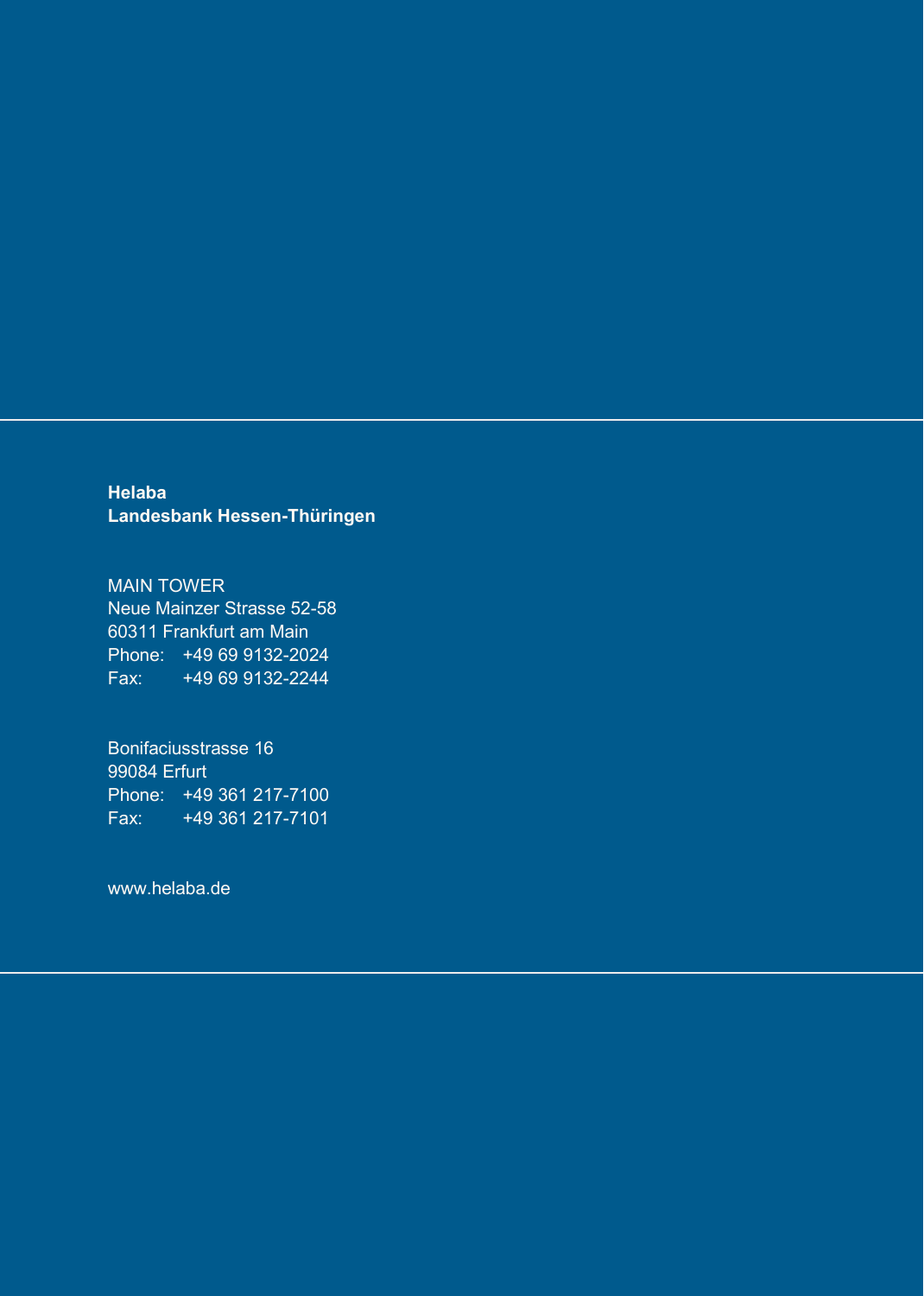**Helaba**
**Landesbank Hessen-Thüringen**

MAIN TOWER
Neue Mainzer Strasse 52-58
60311 Frankfurt am Main
Phone: +49 69 9132-2024
Fax: +49 69 9132-2244

Bonifaciusstrasse 16
99084 Erfurt
Phone: +49 361 217-7100
Fax: +49 361 217-7101

www.helaba.de